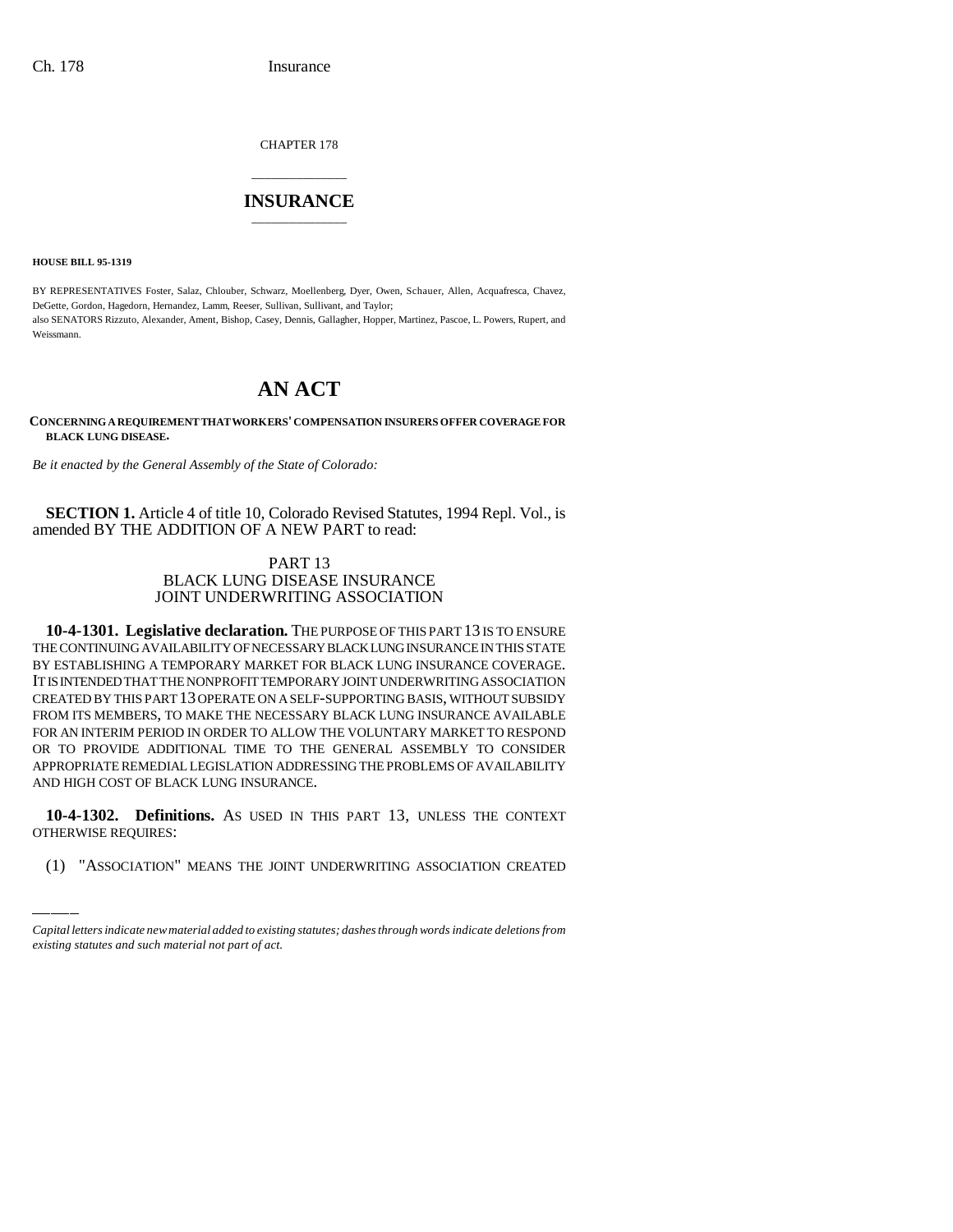CHAPTER 178

# INSURANCE

**HOUSE BILL 95-1319**

BY REPRESENTATIVES Foster, Salaz, Chlouber, Schwarz, Moellenberg, Dyer, Owen, Schauer, Allen, Acquafresca, Chavez, DeGette, Gordon, Hagedorn, Hernandez, Lamm, Reeser, Sullivan, Sullivant, and Taylor;
also SENATORS Rizzuto, Alexander, Ament, Bishop, Casey, Dennis, Gallagher, Hopper, Martinez, Pascoe, L. Powers, Rupert, and Weissmann.

# AN ACT

**CONCERNING A REQUIREMENT THAT WORKERS' COMPENSATION INSURERS OFFER COVERAGE FOR BLACK LUNG DISEASE.**

*Be it enacted by the General Assembly of the State of Colorado:*

**SECTION 1.** Article 4 of title 10, Colorado Revised Statutes, 1994 Repl. Vol., is amended BY THE ADDITION OF A NEW PART to read:

PART 13
BLACK LUNG DISEASE INSURANCE
JOINT UNDERWRITING ASSOCIATION

**10-4-1301. Legislative declaration.** THE PURPOSE OF THIS PART 13 IS TO ENSURE THE CONTINUING AVAILABILITY OF NECESSARY BLACK LUNG INSURANCE IN THIS STATE BY ESTABLISHING A TEMPORARY MARKET FOR BLACK LUNG INSURANCE COVERAGE. IT IS INTENDED THAT THE NONPROFIT TEMPORARY JOINT UNDERWRITING ASSOCIATION CREATED BY THIS PART 13 OPERATE ON A SELF-SUPPORTING BASIS, WITHOUT SUBSIDY FROM ITS MEMBERS, TO MAKE THE NECESSARY BLACK LUNG INSURANCE AVAILABLE FOR AN INTERIM PERIOD IN ORDER TO ALLOW THE VOLUNTARY MARKET TO RESPOND OR TO PROVIDE ADDITIONAL TIME TO THE GENERAL ASSEMBLY TO CONSIDER APPROPRIATE REMEDIAL LEGISLATION ADDRESSING THE PROBLEMS OF AVAILABILITY AND HIGH COST OF BLACK LUNG INSURANCE.

**10-4-1302. Definitions.** AS USED IN THIS PART 13, UNLESS THE CONTEXT OTHERWISE REQUIRES:

(1) "ASSOCIATION" MEANS THE JOINT UNDERWRITING ASSOCIATION CREATED

*Capital letters indicate new material added to existing statutes; dashes through words indicate deletions from existing statutes and such material not part of act.*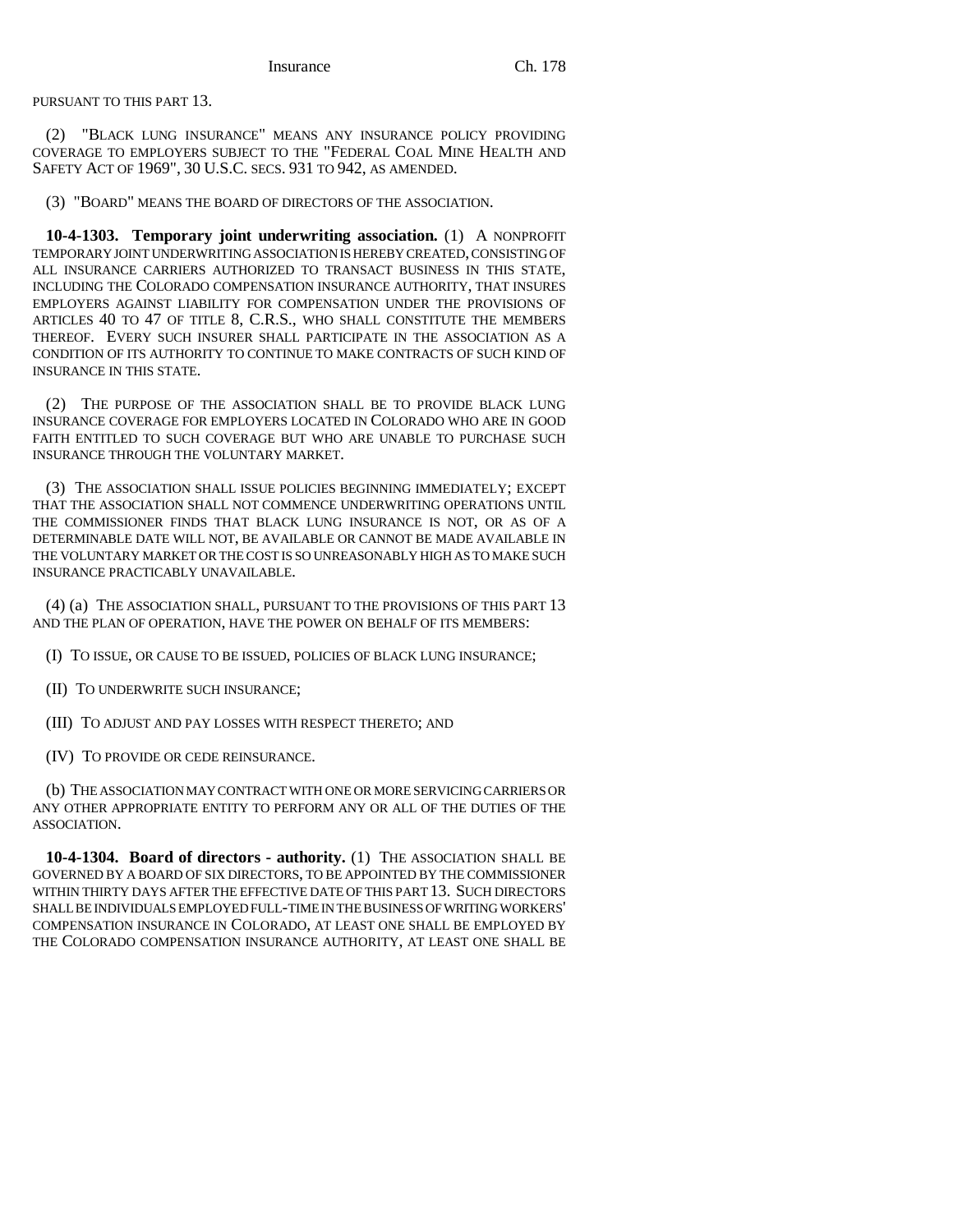PURSUANT TO THIS PART 13.

(2) "BLACK LUNG INSURANCE" MEANS ANY INSURANCE POLICY PROVIDING COVERAGE TO EMPLOYERS SUBJECT TO THE "FEDERAL COAL MINE HEALTH AND SAFETY ACT OF 1969", 30 U.S.C. SECS. 931 TO 942, AS AMENDED.

(3) "BOARD" MEANS THE BOARD OF DIRECTORS OF THE ASSOCIATION.

**10-4-1303. Temporary joint underwriting association.** (1) A NONPROFIT TEMPORARY JOINT UNDERWRITING ASSOCIATION IS HEREBY CREATED, CONSISTING OF ALL INSURANCE CARRIERS AUTHORIZED TO TRANSACT BUSINESS IN THIS STATE, INCLUDING THE COLORADO COMPENSATION INSURANCE AUTHORITY, THAT INSURES EMPLOYERS AGAINST LIABILITY FOR COMPENSATION UNDER THE PROVISIONS OF ARTICLES 40 TO 47 OF TITLE 8, C.R.S., WHO SHALL CONSTITUTE THE MEMBERS THEREOF. EVERY SUCH INSURER SHALL PARTICIPATE IN THE ASSOCIATION AS A CONDITION OF ITS AUTHORITY TO CONTINUE TO MAKE CONTRACTS OF SUCH KIND OF INSURANCE IN THIS STATE.

(2) THE PURPOSE OF THE ASSOCIATION SHALL BE TO PROVIDE BLACK LUNG INSURANCE COVERAGE FOR EMPLOYERS LOCATED IN COLORADO WHO ARE IN GOOD FAITH ENTITLED TO SUCH COVERAGE BUT WHO ARE UNABLE TO PURCHASE SUCH INSURANCE THROUGH THE VOLUNTARY MARKET.

(3) THE ASSOCIATION SHALL ISSUE POLICIES BEGINNING IMMEDIATELY; EXCEPT THAT THE ASSOCIATION SHALL NOT COMMENCE UNDERWRITING OPERATIONS UNTIL THE COMMISSIONER FINDS THAT BLACK LUNG INSURANCE IS NOT, OR AS OF A DETERMINABLE DATE WILL NOT, BE AVAILABLE OR CANNOT BE MADE AVAILABLE IN THE VOLUNTARY MARKET OR THE COST IS SO UNREASONABLY HIGH AS TO MAKE SUCH INSURANCE PRACTICABLY UNAVAILABLE.

(4) (a) THE ASSOCIATION SHALL, PURSUANT TO THE PROVISIONS OF THIS PART 13 AND THE PLAN OF OPERATION, HAVE THE POWER ON BEHALF OF ITS MEMBERS:

(I) TO ISSUE, OR CAUSE TO BE ISSUED, POLICIES OF BLACK LUNG INSURANCE;

(II) TO UNDERWRITE SUCH INSURANCE;

(III) TO ADJUST AND PAY LOSSES WITH RESPECT THERETO; AND

(IV) TO PROVIDE OR CEDE REINSURANCE.

(b) THE ASSOCIATION MAY CONTRACT WITH ONE OR MORE SERVICING CARRIERS OR ANY OTHER APPROPRIATE ENTITY TO PERFORM ANY OR ALL OF THE DUTIES OF THE ASSOCIATION.

**10-4-1304. Board of directors - authority.** (1) THE ASSOCIATION SHALL BE GOVERNED BY A BOARD OF SIX DIRECTORS, TO BE APPOINTED BY THE COMMISSIONER WITHIN THIRTY DAYS AFTER THE EFFECTIVE DATE OF THIS PART 13. SUCH DIRECTORS SHALL BE INDIVIDUALS EMPLOYED FULL-TIME IN THE BUSINESS OF WRITING WORKERS' COMPENSATION INSURANCE IN COLORADO, AT LEAST ONE SHALL BE EMPLOYED BY THE COLORADO COMPENSATION INSURANCE AUTHORITY, AT LEAST ONE SHALL BE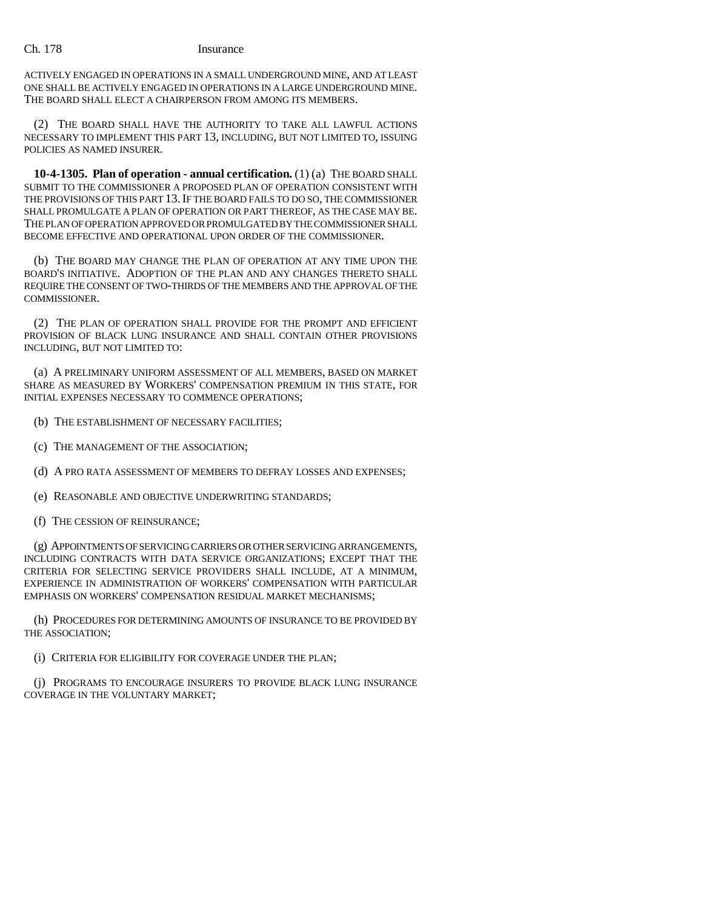ACTIVELY ENGAGED IN OPERATIONS IN A SMALL UNDERGROUND MINE, AND AT LEAST ONE SHALL BE ACTIVELY ENGAGED IN OPERATIONS IN A LARGE UNDERGROUND MINE. THE BOARD SHALL ELECT A CHAIRPERSON FROM AMONG ITS MEMBERS.

(2) THE BOARD SHALL HAVE THE AUTHORITY TO TAKE ALL LAWFUL ACTIONS NECESSARY TO IMPLEMENT THIS PART 13, INCLUDING, BUT NOT LIMITED TO, ISSUING POLICIES AS NAMED INSURER.

**10-4-1305. Plan of operation - annual certification.** (1) (a) THE BOARD SHALL SUBMIT TO THE COMMISSIONER A PROPOSED PLAN OF OPERATION CONSISTENT WITH THE PROVISIONS OF THIS PART 13. IF THE BOARD FAILS TO DO SO, THE COMMISSIONER SHALL PROMULGATE A PLAN OF OPERATION OR PART THEREOF, AS THE CASE MAY BE. THE PLAN OF OPERATION APPROVED OR PROMULGATED BY THE COMMISSIONER SHALL BECOME EFFECTIVE AND OPERATIONAL UPON ORDER OF THE COMMISSIONER.

(b) THE BOARD MAY CHANGE THE PLAN OF OPERATION AT ANY TIME UPON THE BOARD'S INITIATIVE. ADOPTION OF THE PLAN AND ANY CHANGES THERETO SHALL REQUIRE THE CONSENT OF TWO-THIRDS OF THE MEMBERS AND THE APPROVAL OF THE COMMISSIONER.

(2) THE PLAN OF OPERATION SHALL PROVIDE FOR THE PROMPT AND EFFICIENT PROVISION OF BLACK LUNG INSURANCE AND SHALL CONTAIN OTHER PROVISIONS INCLUDING, BUT NOT LIMITED TO:

(a) A PRELIMINARY UNIFORM ASSESSMENT OF ALL MEMBERS, BASED ON MARKET SHARE AS MEASURED BY WORKERS' COMPENSATION PREMIUM IN THIS STATE, FOR INITIAL EXPENSES NECESSARY TO COMMENCE OPERATIONS;

(b) THE ESTABLISHMENT OF NECESSARY FACILITIES;

(c) THE MANAGEMENT OF THE ASSOCIATION;

(d) A PRO RATA ASSESSMENT OF MEMBERS TO DEFRAY LOSSES AND EXPENSES;

(e) REASONABLE AND OBJECTIVE UNDERWRITING STANDARDS;

(f) THE CESSION OF REINSURANCE;

(g) APPOINTMENTS OF SERVICING CARRIERS OR OTHER SERVICING ARRANGEMENTS, INCLUDING CONTRACTS WITH DATA SERVICE ORGANIZATIONS; EXCEPT THAT THE CRITERIA FOR SELECTING SERVICE PROVIDERS SHALL INCLUDE, AT A MINIMUM, EXPERIENCE IN ADMINISTRATION OF WORKERS' COMPENSATION WITH PARTICULAR EMPHASIS ON WORKERS' COMPENSATION RESIDUAL MARKET MECHANISMS;

(h) PROCEDURES FOR DETERMINING AMOUNTS OF INSURANCE TO BE PROVIDED BY THE ASSOCIATION;

(i) CRITERIA FOR ELIGIBILITY FOR COVERAGE UNDER THE PLAN;

(j) PROGRAMS TO ENCOURAGE INSURERS TO PROVIDE BLACK LUNG INSURANCE COVERAGE IN THE VOLUNTARY MARKET;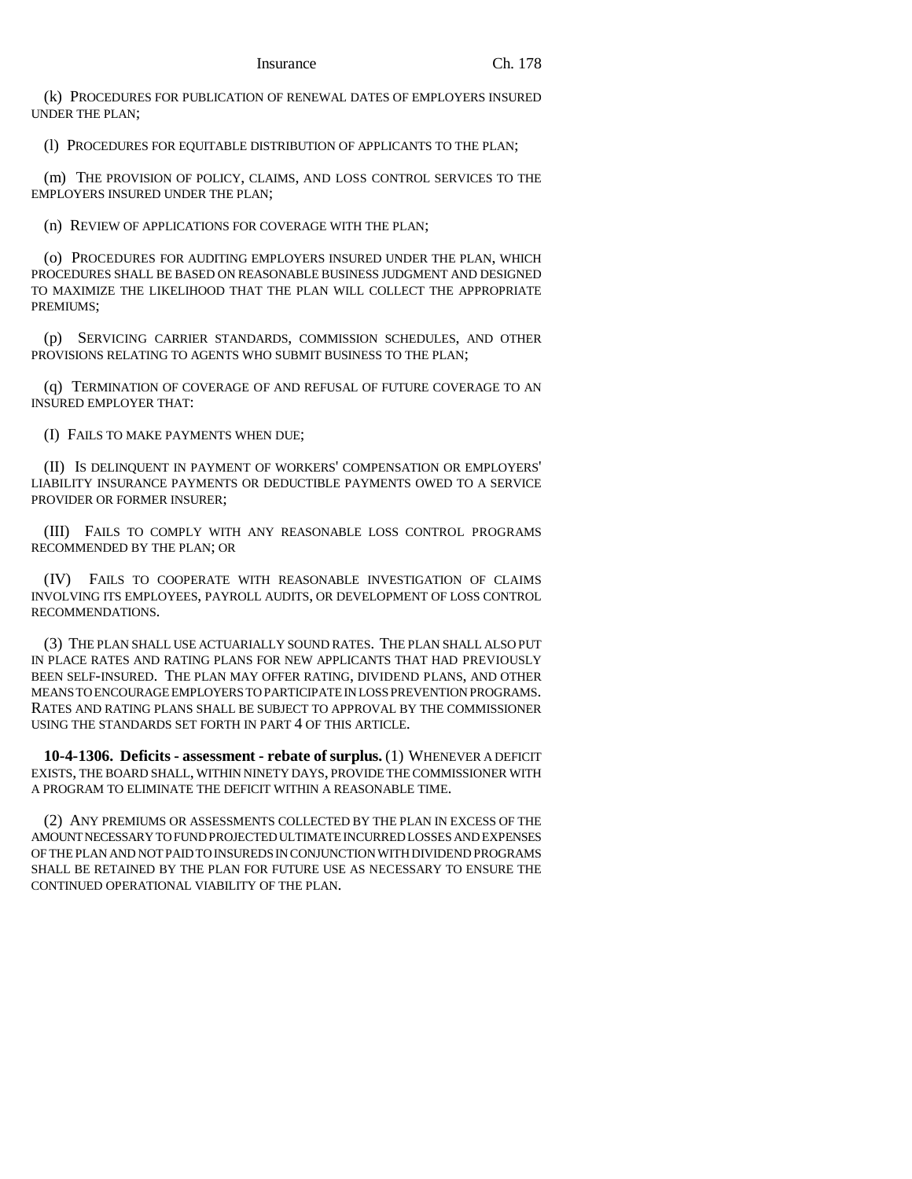(k) PROCEDURES FOR PUBLICATION OF RENEWAL DATES OF EMPLOYERS INSURED UNDER THE PLAN;

(l) PROCEDURES FOR EQUITABLE DISTRIBUTION OF APPLICANTS TO THE PLAN;

(m) THE PROVISION OF POLICY, CLAIMS, AND LOSS CONTROL SERVICES TO THE EMPLOYERS INSURED UNDER THE PLAN;

(n) REVIEW OF APPLICATIONS FOR COVERAGE WITH THE PLAN;

(o) PROCEDURES FOR AUDITING EMPLOYERS INSURED UNDER THE PLAN, WHICH PROCEDURES SHALL BE BASED ON REASONABLE BUSINESS JUDGMENT AND DESIGNED TO MAXIMIZE THE LIKELIHOOD THAT THE PLAN WILL COLLECT THE APPROPRIATE PREMIUMS;

(p) SERVICING CARRIER STANDARDS, COMMISSION SCHEDULES, AND OTHER PROVISIONS RELATING TO AGENTS WHO SUBMIT BUSINESS TO THE PLAN;

(q) TERMINATION OF COVERAGE OF AND REFUSAL OF FUTURE COVERAGE TO AN INSURED EMPLOYER THAT:

(I) FAILS TO MAKE PAYMENTS WHEN DUE;

(II) IS DELINQUENT IN PAYMENT OF WORKERS' COMPENSATION OR EMPLOYERS' LIABILITY INSURANCE PAYMENTS OR DEDUCTIBLE PAYMENTS OWED TO A SERVICE PROVIDER OR FORMER INSURER;

(III) FAILS TO COMPLY WITH ANY REASONABLE LOSS CONTROL PROGRAMS RECOMMENDED BY THE PLAN; OR

(IV) FAILS TO COOPERATE WITH REASONABLE INVESTIGATION OF CLAIMS INVOLVING ITS EMPLOYEES, PAYROLL AUDITS, OR DEVELOPMENT OF LOSS CONTROL RECOMMENDATIONS.

(3) THE PLAN SHALL USE ACTUARIALLY SOUND RATES. THE PLAN SHALL ALSO PUT IN PLACE RATES AND RATING PLANS FOR NEW APPLICANTS THAT HAD PREVIOUSLY BEEN SELF-INSURED. THE PLAN MAY OFFER RATING, DIVIDEND PLANS, AND OTHER MEANS TO ENCOURAGE EMPLOYERS TO PARTICIPATE IN LOSS PREVENTION PROGRAMS. RATES AND RATING PLANS SHALL BE SUBJECT TO APPROVAL BY THE COMMISSIONER USING THE STANDARDS SET FORTH IN PART 4 OF THIS ARTICLE.

**10-4-1306. Deficits - assessment - rebate of surplus.** (1) WHENEVER A DEFICIT EXISTS, THE BOARD SHALL, WITHIN NINETY DAYS, PROVIDE THE COMMISSIONER WITH A PROGRAM TO ELIMINATE THE DEFICIT WITHIN A REASONABLE TIME.

(2) ANY PREMIUMS OR ASSESSMENTS COLLECTED BY THE PLAN IN EXCESS OF THE AMOUNT NECESSARY TO FUND PROJECTED ULTIMATE INCURRED LOSSES AND EXPENSES OF THE PLAN AND NOT PAID TO INSUREDS IN CONJUNCTION WITH DIVIDEND PROGRAMS SHALL BE RETAINED BY THE PLAN FOR FUTURE USE AS NECESSARY TO ENSURE THE CONTINUED OPERATIONAL VIABILITY OF THE PLAN.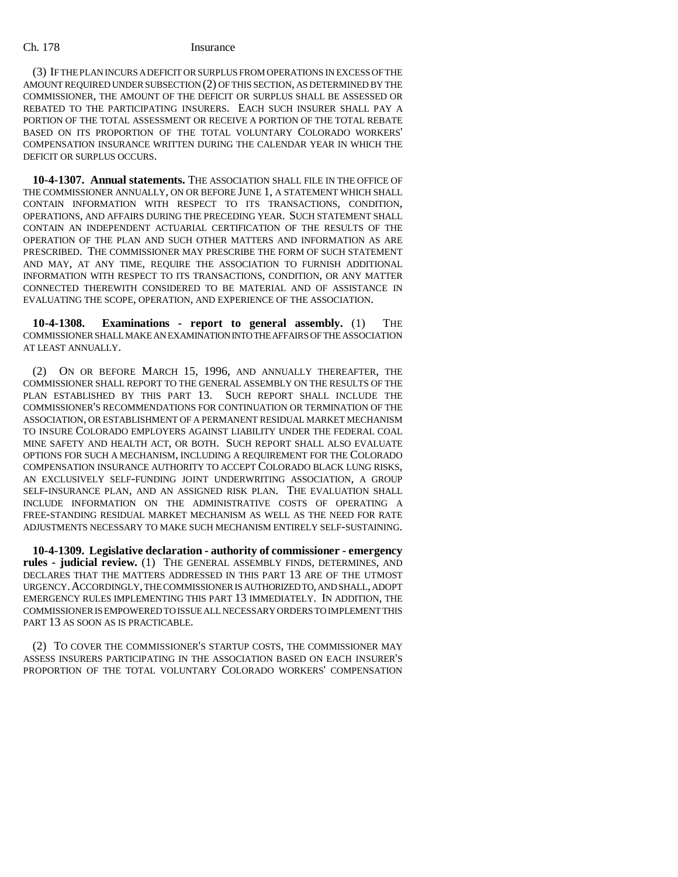(3) IF THE PLAN INCURS A DEFICIT OR SURPLUS FROM OPERATIONS IN EXCESS OF THE AMOUNT REQUIRED UNDER SUBSECTION (2) OF THIS SECTION, AS DETERMINED BY THE COMMISSIONER, THE AMOUNT OF THE DEFICIT OR SURPLUS SHALL BE ASSESSED OR REBATED TO THE PARTICIPATING INSURERS. EACH SUCH INSURER SHALL PAY A PORTION OF THE TOTAL ASSESSMENT OR RECEIVE A PORTION OF THE TOTAL REBATE BASED ON ITS PROPORTION OF THE TOTAL VOLUNTARY COLORADO WORKERS' COMPENSATION INSURANCE WRITTEN DURING THE CALENDAR YEAR IN WHICH THE DEFICIT OR SURPLUS OCCURS.

**10-4-1307. Annual statements.** THE ASSOCIATION SHALL FILE IN THE OFFICE OF THE COMMISSIONER ANNUALLY, ON OR BEFORE JUNE 1, A STATEMENT WHICH SHALL CONTAIN INFORMATION WITH RESPECT TO ITS TRANSACTIONS, CONDITION, OPERATIONS, AND AFFAIRS DURING THE PRECEDING YEAR. SUCH STATEMENT SHALL CONTAIN AN INDEPENDENT ACTUARIAL CERTIFICATION OF THE RESULTS OF THE OPERATION OF THE PLAN AND SUCH OTHER MATTERS AND INFORMATION AS ARE PRESCRIBED. THE COMMISSIONER MAY PRESCRIBE THE FORM OF SUCH STATEMENT AND MAY, AT ANY TIME, REQUIRE THE ASSOCIATION TO FURNISH ADDITIONAL INFORMATION WITH RESPECT TO ITS TRANSACTIONS, CONDITION, OR ANY MATTER CONNECTED THEREWITH CONSIDERED TO BE MATERIAL AND OF ASSISTANCE IN EVALUATING THE SCOPE, OPERATION, AND EXPERIENCE OF THE ASSOCIATION.

**10-4-1308. Examinations - report to general assembly.** (1) THE COMMISSIONER SHALL MAKE AN EXAMINATION INTO THE AFFAIRS OF THE ASSOCIATION AT LEAST ANNUALLY.

(2) ON OR BEFORE MARCH 15, 1996, AND ANNUALLY THEREAFTER, THE COMMISSIONER SHALL REPORT TO THE GENERAL ASSEMBLY ON THE RESULTS OF THE PLAN ESTABLISHED BY THIS PART 13. SUCH REPORT SHALL INCLUDE THE COMMISSIONER'S RECOMMENDATIONS FOR CONTINUATION OR TERMINATION OF THE ASSOCIATION, OR ESTABLISHMENT OF A PERMANENT RESIDUAL MARKET MECHANISM TO INSURE COLORADO EMPLOYERS AGAINST LIABILITY UNDER THE FEDERAL COAL MINE SAFETY AND HEALTH ACT, OR BOTH. SUCH REPORT SHALL ALSO EVALUATE OPTIONS FOR SUCH A MECHANISM, INCLUDING A REQUIREMENT FOR THE COLORADO COMPENSATION INSURANCE AUTHORITY TO ACCEPT COLORADO BLACK LUNG RISKS, AN EXCLUSIVELY SELF-FUNDING JOINT UNDERWRITING ASSOCIATION, A GROUP SELF-INSURANCE PLAN, AND AN ASSIGNED RISK PLAN. THE EVALUATION SHALL INCLUDE INFORMATION ON THE ADMINISTRATIVE COSTS OF OPERATING A FREE-STANDING RESIDUAL MARKET MECHANISM AS WELL AS THE NEED FOR RATE ADJUSTMENTS NECESSARY TO MAKE SUCH MECHANISM ENTIRELY SELF-SUSTAINING.

**10-4-1309. Legislative declaration - authority of commissioner - emergency rules - judicial review.** (1) THE GENERAL ASSEMBLY FINDS, DETERMINES, AND DECLARES THAT THE MATTERS ADDRESSED IN THIS PART 13 ARE OF THE UTMOST URGENCY. ACCORDINGLY, THE COMMISSIONER IS AUTHORIZED TO, AND SHALL, ADOPT EMERGENCY RULES IMPLEMENTING THIS PART 13 IMMEDIATELY. IN ADDITION, THE COMMISSIONER IS EMPOWERED TO ISSUE ALL NECESSARY ORDERS TO IMPLEMENT THIS PART 13 AS SOON AS IS PRACTICABLE.

(2) TO COVER THE COMMISSIONER'S STARTUP COSTS, THE COMMISSIONER MAY ASSESS INSURERS PARTICIPATING IN THE ASSOCIATION BASED ON EACH INSURER'S PROPORTION OF THE TOTAL VOLUNTARY COLORADO WORKERS' COMPENSATION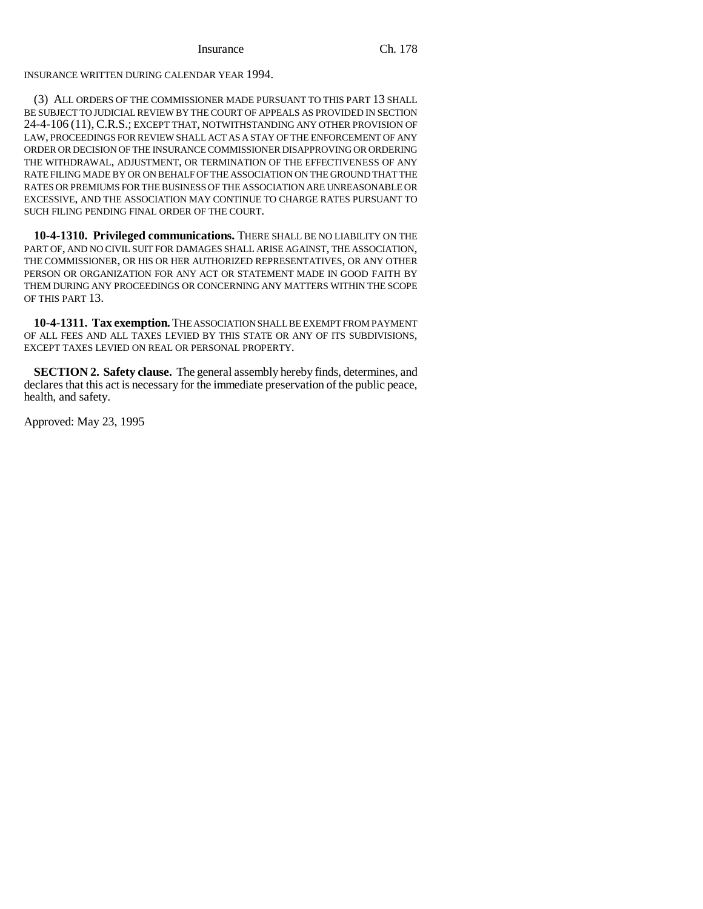INSURANCE WRITTEN DURING CALENDAR YEAR 1994.

(3) ALL ORDERS OF THE COMMISSIONER MADE PURSUANT TO THIS PART 13 SHALL BE SUBJECT TO JUDICIAL REVIEW BY THE COURT OF APPEALS AS PROVIDED IN SECTION 24-4-106 (11), C.R.S.; EXCEPT THAT, NOTWITHSTANDING ANY OTHER PROVISION OF LAW, PROCEEDINGS FOR REVIEW SHALL ACT AS A STAY OF THE ENFORCEMENT OF ANY ORDER OR DECISION OF THE INSURANCE COMMISSIONER DISAPPROVING OR ORDERING THE WITHDRAWAL, ADJUSTMENT, OR TERMINATION OF THE EFFECTIVENESS OF ANY RATE FILING MADE BY OR ON BEHALF OF THE ASSOCIATION ON THE GROUND THAT THE RATES OR PREMIUMS FOR THE BUSINESS OF THE ASSOCIATION ARE UNREASONABLE OR EXCESSIVE, AND THE ASSOCIATION MAY CONTINUE TO CHARGE RATES PURSUANT TO SUCH FILING PENDING FINAL ORDER OF THE COURT.

**10-4-1310. Privileged communications.** THERE SHALL BE NO LIABILITY ON THE PART OF, AND NO CIVIL SUIT FOR DAMAGES SHALL ARISE AGAINST, THE ASSOCIATION, THE COMMISSIONER, OR HIS OR HER AUTHORIZED REPRESENTATIVES, OR ANY OTHER PERSON OR ORGANIZATION FOR ANY ACT OR STATEMENT MADE IN GOOD FAITH BY THEM DURING ANY PROCEEDINGS OR CONCERNING ANY MATTERS WITHIN THE SCOPE OF THIS PART 13.

**10-4-1311. Tax exemption.** THE ASSOCIATION SHALL BE EXEMPT FROM PAYMENT OF ALL FEES AND ALL TAXES LEVIED BY THIS STATE OR ANY OF ITS SUBDIVISIONS, EXCEPT TAXES LEVIED ON REAL OR PERSONAL PROPERTY.

**SECTION 2. Safety clause.** The general assembly hereby finds, determines, and declares that this act is necessary for the immediate preservation of the public peace, health, and safety.

Approved: May 23, 1995